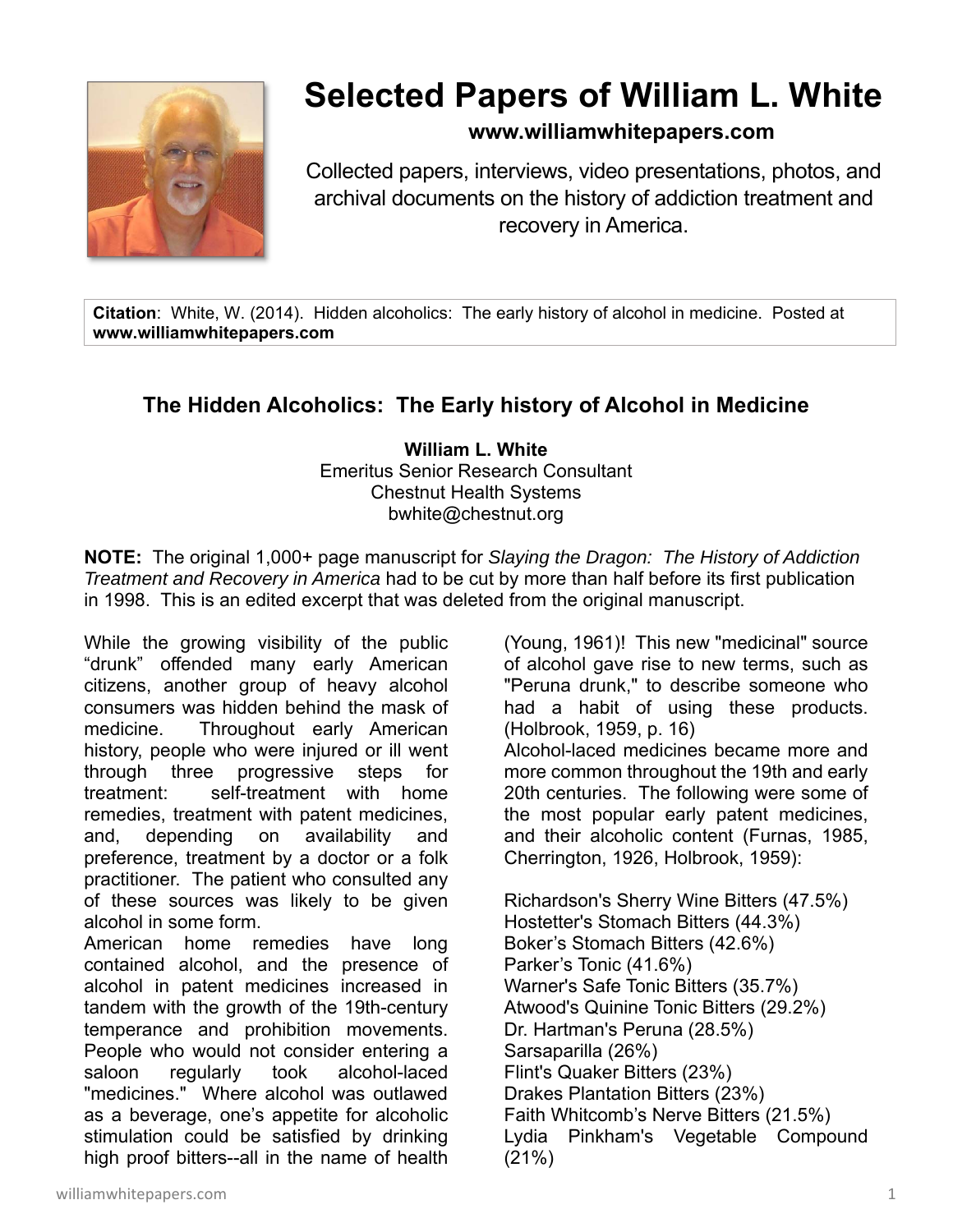# Selected Papers of William L. White

**www.williamwhitepapers.com**

Collected papers, interviews, video presentations, photos, and archival documents on the history of addiction treatment and recovery in America.

**Citation**: White, W. (2014). Hidden alcoholics: The early history of alcohol in medicine. Posted at **www.williamwhitepapers.com**

## The Hidden Alcoholics: The Early history of Alcohol in Medicine

**William L. White**
Emeritus Senior Research Consultant
Chestnut Health Systems
bwhite@chestnut.org

**NOTE:** The original 1,000+ page manuscript for *Slaying the Dragon: The History of Addiction Treatment and Recovery in America* had to be cut by more than half before its first publication in 1998. This is an edited excerpt that was deleted from the original manuscript.

While the growing visibility of the public "drunk" offended many early American citizens, another group of heavy alcohol consumers was hidden behind the mask of medicine. Throughout early American history, people who were injured or ill went through three progressive steps for treatment: self-treatment with home remedies, treatment with patent medicines, and, depending on availability and preference, treatment by a doctor or a folk practitioner. The patient who consulted any of these sources was likely to be given alcohol in some form.

American home remedies have long contained alcohol, and the presence of alcohol in patent medicines increased in tandem with the growth of the 19th-century temperance and prohibition movements. People who would not consider entering a saloon regularly took alcohol-laced "medicines." Where alcohol was outlawed as a beverage, one's appetite for alcoholic stimulation could be satisfied by drinking high proof bitters--all in the name of health (Young, 1961)! This new "medicinal" source of alcohol gave rise to new terms, such as "Peruna drunk," to describe someone who had a habit of using these products. (Holbrook, 1959, p. 16)

Alcohol-laced medicines became more and more common throughout the 19th and early 20th centuries. The following were some of the most popular early patent medicines, and their alcoholic content (Furnas, 1985, Cherrington, 1926, Holbrook, 1959):

Richardson's Sherry Wine Bitters (47.5%)
Hostetter's Stomach Bitters (44.3%)
Boker's Stomach Bitters (42.6%)
Parker's Tonic (41.6%)
Warner's Safe Tonic Bitters (35.7%)
Atwood's Quinine Tonic Bitters (29.2%)
Dr. Hartman's Peruna (28.5%)
Sarsaparilla (26%)
Flint's Quaker Bitters (23%)
Drakes Plantation Bitters (23%)
Faith Whitcomb's Nerve Bitters (21.5%)
Lydia Pinkham's Vegetable Compound (21%)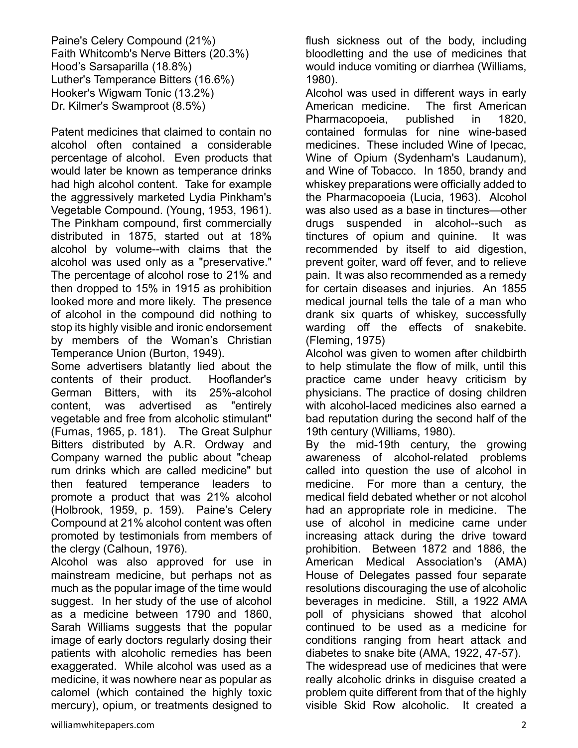Paine's Celery Compound (21%)
Faith Whitcomb's Nerve Bitters (20.3%)
Hood's Sarsaparilla (18.8%)
Luther's Temperance Bitters (16.6%)
Hooker's Wigwam Tonic (13.2%)
Dr. Kilmer's Swamproot (8.5%)

Patent medicines that claimed to contain no alcohol often contained a considerable percentage of alcohol. Even products that would later be known as temperance drinks had high alcohol content. Take for example the aggressively marketed Lydia Pinkham's Vegetable Compound. (Young, 1953, 1961). The Pinkham compound, first commercially distributed in 1875, started out at 18% alcohol by volume--with claims that the alcohol was used only as a "preservative." The percentage of alcohol rose to 21% and then dropped to 15% in 1915 as prohibition looked more and more likely. The presence of alcohol in the compound did nothing to stop its highly visible and ironic endorsement by members of the Woman's Christian Temperance Union (Burton, 1949).

Some advertisers blatantly lied about the contents of their product. Hooflander's German Bitters, with its 25%-alcohol content, was advertised as "entirely vegetable and free from alcoholic stimulant" (Furnas, 1965, p. 181). The Great Sulphur Bitters distributed by A.R. Ordway and Company warned the public about "cheap rum drinks which are called medicine" but then featured temperance leaders to promote a product that was 21% alcohol (Holbrook, 1959, p. 159). Paine's Celery Compound at 21% alcohol content was often promoted by testimonials from members of the clergy (Calhoun, 1976).

Alcohol was also approved for use in mainstream medicine, but perhaps not as much as the popular image of the time would suggest. In her study of the use of alcohol as a medicine between 1790 and 1860, Sarah Williams suggests that the popular image of early doctors regularly dosing their patients with alcoholic remedies has been exaggerated. While alcohol was used as a medicine, it was nowhere near as popular as calomel (which contained the highly toxic mercury), opium, or treatments designed to flush sickness out of the body, including bloodletting and the use of medicines that would induce vomiting or diarrhea (Williams, 1980).

Alcohol was used in different ways in early American medicine. The first American Pharmacopoeia, published in 1820, contained formulas for nine wine-based medicines. These included Wine of Ipecac, Wine of Opium (Sydenham's Laudanum), and Wine of Tobacco. In 1850, brandy and whiskey preparations were officially added to the Pharmacopoeia (Lucia, 1963). Alcohol was also used as a base in tinctures—other drugs suspended in alcohol--such as tinctures of opium and quinine. It was recommended by itself to aid digestion, prevent goiter, ward off fever, and to relieve pain. It was also recommended as a remedy for certain diseases and injuries. An 1855 medical journal tells the tale of a man who drank six quarts of whiskey, successfully warding off the effects of snakebite. (Fleming, 1975)

Alcohol was given to women after childbirth to help stimulate the flow of milk, until this practice came under heavy criticism by physicians. The practice of dosing children with alcohol-laced medicines also earned a bad reputation during the second half of the 19th century (Williams, 1980).

By the mid-19th century, the growing awareness of alcohol-related problems called into question the use of alcohol in medicine. For more than a century, the medical field debated whether or not alcohol had an appropriate role in medicine. The use of alcohol in medicine came under increasing attack during the drive toward prohibition. Between 1872 and 1886, the American Medical Association's (AMA) House of Delegates passed four separate resolutions discouraging the use of alcoholic beverages in medicine. Still, a 1922 AMA poll of physicians showed that alcohol continued to be used as a medicine for conditions ranging from heart attack and diabetes to snake bite (AMA, 1922, 47-57).

The widespread use of medicines that were really alcoholic drinks in disguise created a problem quite different from that of the highly visible Skid Row alcoholic. It created a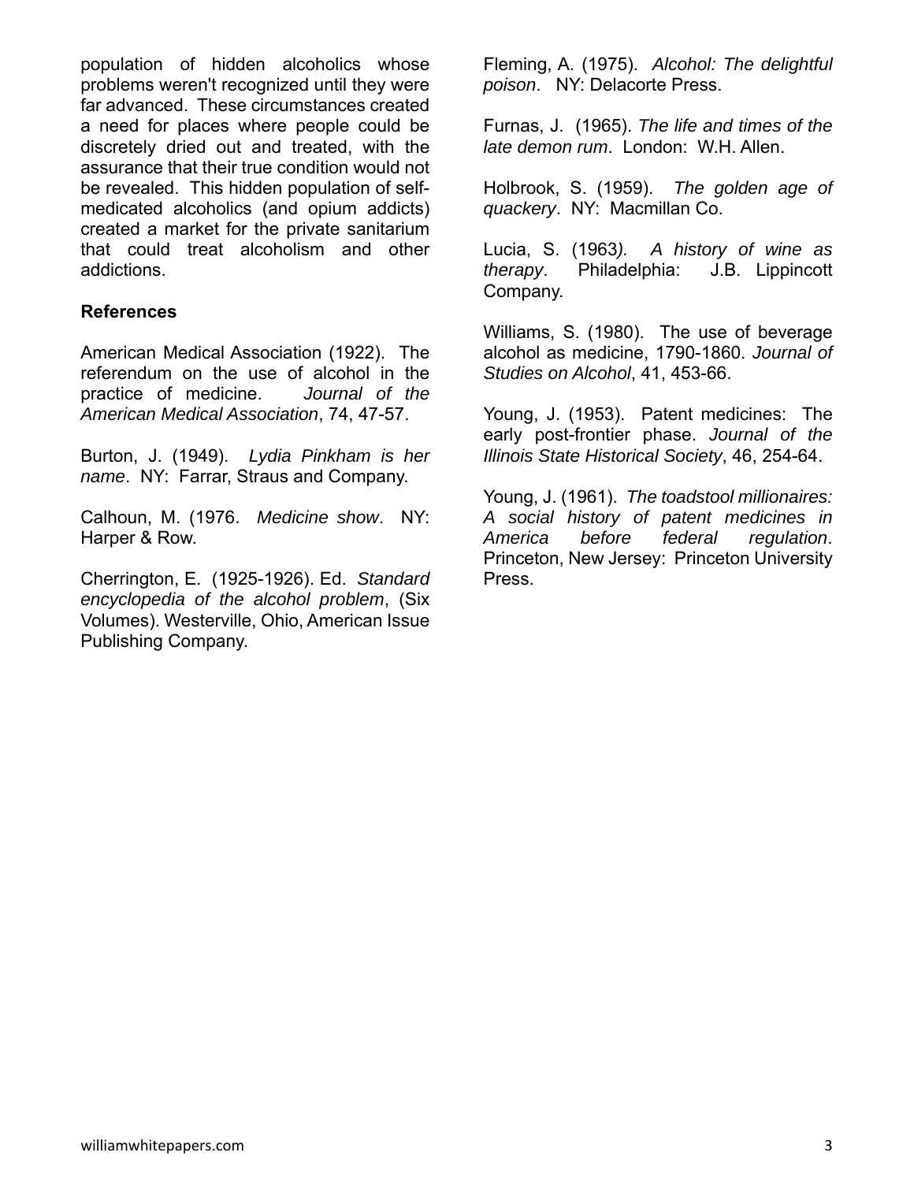population of hidden alcoholics whose problems weren't recognized until they were far advanced. These circumstances created a need for places where people could be discretely dried out and treated, with the assurance that their true condition would not be revealed. This hidden population of self-medicated alcoholics (and opium addicts) created a market for the private sanitarium that could treat alcoholism and other addictions.

**References**

American Medical Association (1922). The referendum on the use of alcohol in the practice of medicine. *Journal of the American Medical Association*, 74, 47-57.

Burton, J. (1949). *Lydia Pinkham is her name*. NY: Farrar, Straus and Company.

Calhoun, M. (1976. *Medicine show*. NY: Harper & Row.

Cherrington, E. (1925-1926). Ed. *Standard encyclopedia of the alcohol problem*, (Six Volumes). Westerville, Ohio, American Issue Publishing Company.

Fleming, A. (1975). *Alcohol: The delightful poison*. NY: Delacorte Press.

Furnas, J. (1965). *The life and times of the late demon rum*. London: W.H. Allen.

Holbrook, S. (1959). *The golden age of quackery*. NY: Macmillan Co.

Lucia, S. (1963*). A history of wine as therapy*. Philadelphia: J.B. Lippincott Company.

Williams, S. (1980). The use of beverage alcohol as medicine, 1790-1860. *Journal of Studies on Alcohol*, 41, 453-66.

Young, J. (1953). Patent medicines: The early post-frontier phase. *Journal of the Illinois State Historical Society*, 46, 254-64.

Young, J. (1961). *The toadstool millionaires: A social history of patent medicines in America before federal regulation*. Princeton, New Jersey: Princeton University Press.